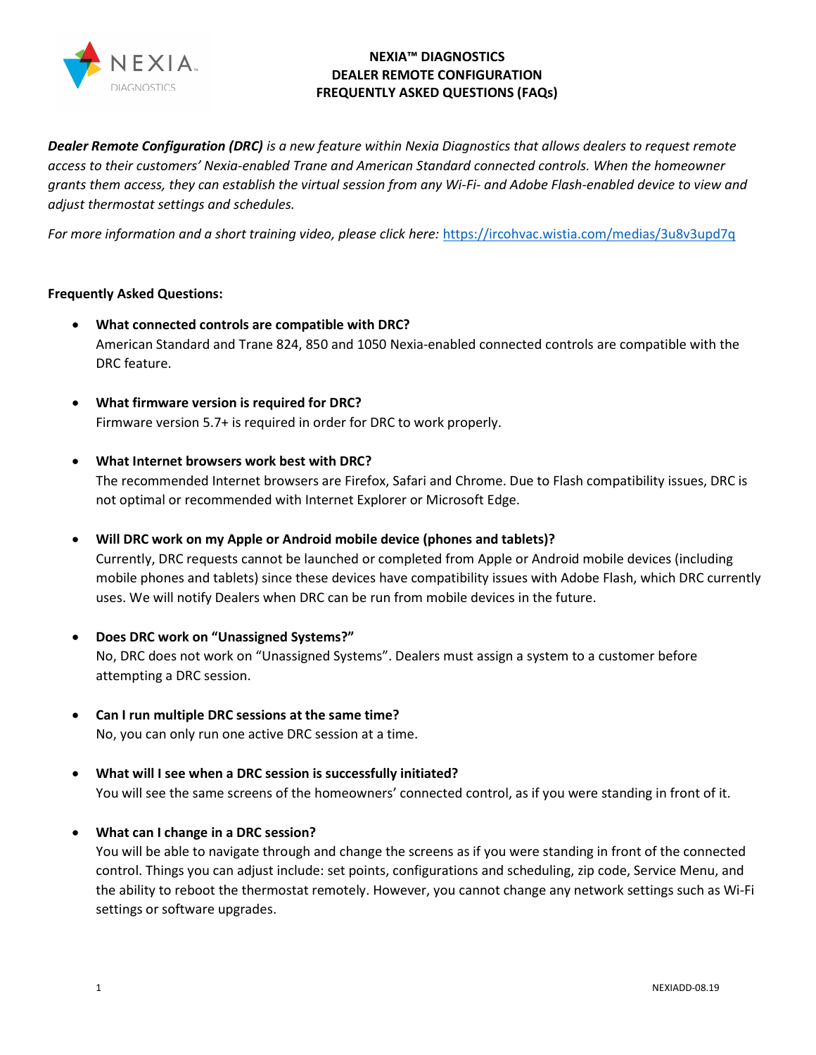# NEXIA™ DIAGNOSTICS
# DEALER REMOTE CONFIGURATION
# FREQUENTLY ASKED QUESTIONS (FAQs)

***Dealer Remote Configuration (DRC)*** *is a new feature within Nexia Diagnostics that allows dealers to request remote access to their customers' Nexia-enabled Trane and American Standard connected controls. When the homeowner grants them access, they can establish the virtual session from any Wi-Fi- and Adobe Flash-enabled device to view and adjust thermostat settings and schedules.*

*For more information and a short training video, please click here:* https://ircohvac.wistia.com/medias/3u8v3upd7q

**Frequently Asked Questions:**

- **What connected controls are compatible with DRC?**
  American Standard and Trane 824, 850 and 1050 Nexia-enabled connected controls are compatible with the DRC feature.

- **What firmware version is required for DRC?**
  Firmware version 5.7+ is required in order for DRC to work properly.

- **What Internet browsers work best with DRC?**
  The recommended Internet browsers are Firefox, Safari and Chrome. Due to Flash compatibility issues, DRC is not optimal or recommended with Internet Explorer or Microsoft Edge.

- **Will DRC work on my Apple or Android mobile device (phones and tablets)?**
  Currently, DRC requests cannot be launched or completed from Apple or Android mobile devices (including mobile phones and tablets) since these devices have compatibility issues with Adobe Flash, which DRC currently uses. We will notify Dealers when DRC can be run from mobile devices in the future.

- **Does DRC work on "Unassigned Systems?"**
  No, DRC does not work on "Unassigned Systems". Dealers must assign a system to a customer before attempting a DRC session.

- **Can I run multiple DRC sessions at the same time?**
  No, you can only run one active DRC session at a time.

- **What will I see when a DRC session is successfully initiated?**
  You will see the same screens of the homeowners' connected control, as if you were standing in front of it.

- **What can I change in a DRC session?**
  You will be able to navigate through and change the screens as if you were standing in front of the connected control. Things you can adjust include: set points, configurations and scheduling, zip code, Service Menu, and the ability to reboot the thermostat remotely. However, you cannot change any network settings such as Wi-Fi settings or software upgrades.

NEXIADD-08.19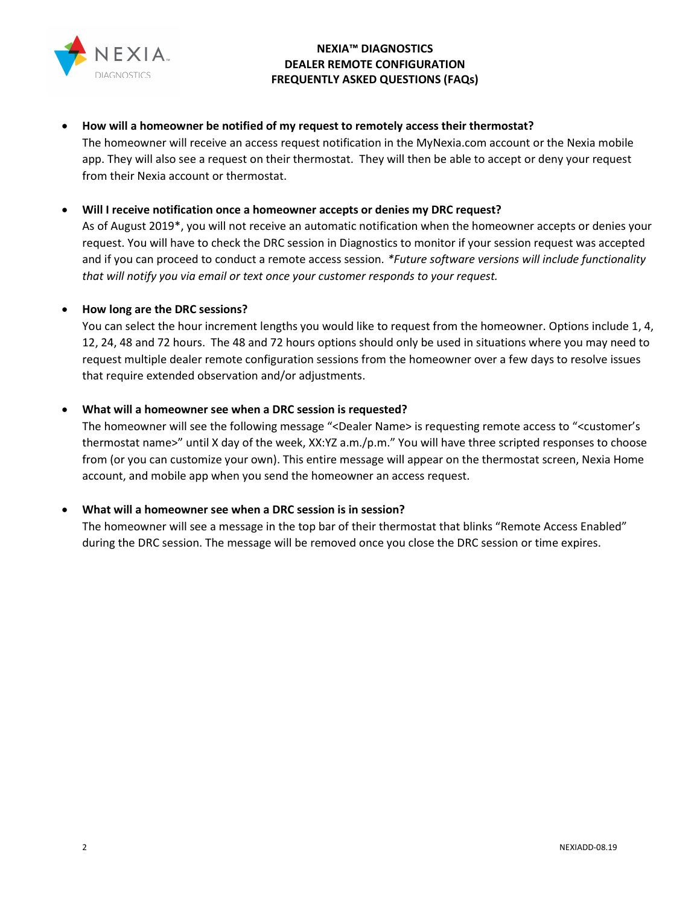# NEXIA™ DIAGNOSTICS
# DEALER REMOTE CONFIGURATION
# FREQUENTLY ASKED QUESTIONS (FAQs)

- **How will a homeowner be notified of my request to remotely access their thermostat?**
  The homeowner will receive an access request notification in the MyNexia.com account or the Nexia mobile app. They will also see a request on their thermostat. They will then be able to accept or deny your request from their Nexia account or thermostat.

- **Will I receive notification once a homeowner accepts or denies my DRC request?**
  As of August 2019*, you will not receive an automatic notification when the homeowner accepts or denies your request. You will have to check the DRC session in Diagnostics to monitor if your session request was accepted and if you can proceed to conduct a remote access session. *\*Future software versions will include functionality that will notify you via email or text once your customer responds to your request.*

- **How long are the DRC sessions?**
  You can select the hour increment lengths you would like to request from the homeowner. Options include 1, 4, 12, 24, 48 and 72 hours. The 48 and 72 hours options should only be used in situations where you may need to request multiple dealer remote configuration sessions from the homeowner over a few days to resolve issues that require extended observation and/or adjustments.

- **What will a homeowner see when a DRC session is requested?**
  The homeowner will see the following message "<Dealer Name> is requesting remote access to "<customer's thermostat name>" until X day of the week, XX:YZ a.m./p.m." You will have three scripted responses to choose from (or you can customize your own). This entire message will appear on the thermostat screen, Nexia Home account, and mobile app when you send the homeowner an access request.

- **What will a homeowner see when a DRC session is in session?**
  The homeowner will see a message in the top bar of their thermostat that blinks "Remote Access Enabled" during the DRC session. The message will be removed once you close the DRC session or time expires.

NEXIADD-08.19